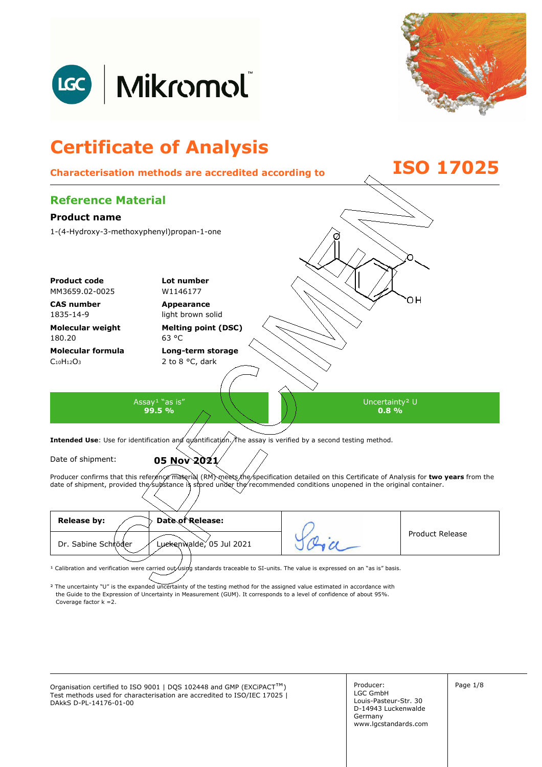LGC | Mikromol™

# Certificate of Analysis

**Characterisation methods are accredited according to ISO 17025**

## Reference Material

### Product name

1-(4-Hydroxy-3-methoxyphenyl)propan-1-one

| | |
|---|---|
| **Product code**<br>MM3659.02-0025 | **Lot number**<br>W1146177 |
| **CAS number**<br>1835-14-9 | **Appearance**<br>light brown solid |
| **Molecular weight**<br>180.20 | **Melting point (DSC)**<br>63 °C |
| **Molecular formula**<br>$C_{10}H_{12}O_3$ | **Long-term storage**<br>2 to 8 °C, dark |

| Assay[1] "as is" | Uncertainty[2] U |
|---|---|
| **99.5 %** | **0.8 %** |

**Intended Use**: Use for identification and quantification. The assay is verified by a second testing method.

Date of shipment: **05 Nov 2021**

Producer confirms that this reference material (RM) meets the specification detailed on this Certificate of Analysis for **two years** from the date of shipment, provided the substance is stored under the recommended conditions unopened in the original container.

| **Release by:** | **Date of Release:** | | Product Release |
|---|---|---|---|
| Dr. Sabine Schröder | Luckenwalde, 05 Jul 2021 | (signature) | |

[1] Calibration and verification were carried out using standards traceable to SI-units. The value is expressed on an "as is" basis.

[2] The uncertainty "U" is the expanded uncertainty of the testing method for the assigned value estimated in accordance with the Guide to the Expression of Uncertainty in Measurement (GUM). It corresponds to a level of confidence of about 95%. Coverage factor k =2.

Organisation certified to ISO 9001 | DQS 102448 and GMP (EXCiPACT™)
Test methods used for characterisation are accredited to ISO/IEC 17025 | DAkkS D-PL-14176-01-00

Producer:
LGC GmbH
Louis-Pasteur-Str. 30
D-14943 Luckenwalde
Germany
www.lgcstandards.com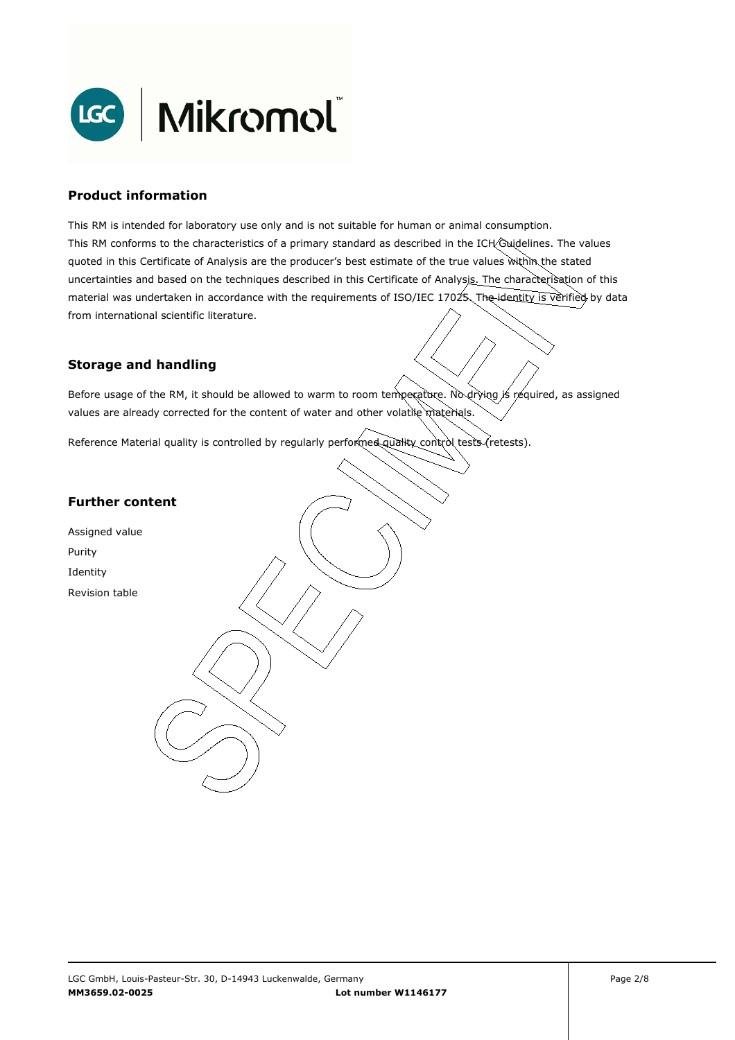## Product information

This RM is intended for laboratory use only and is not suitable for human or animal consumption.
This RM conforms to the characteristics of a primary standard as described in the ICH Guidelines. The values quoted in this Certificate of Analysis are the producer's best estimate of the true values within the stated uncertainties and based on the techniques described in this Certificate of Analysis. The characterisation of this material was undertaken in accordance with the requirements of ISO/IEC 17025. The identity is verified by data from international scientific literature.

## Storage and handling

Before usage of the RM, it should be allowed to warm to room temperature. No drying is required, as assigned values are already corrected for the content of water and other volatile materials.

Reference Material quality is controlled by regularly performed quality control tests (retests).

## Further content

Assigned value
Purity
Identity
Revision table

LGC GmbH, Louis-Pasteur-Str. 30, D-14943 Luckenwalde, Germany
**MM3659.02-0025** **Lot number W1146177**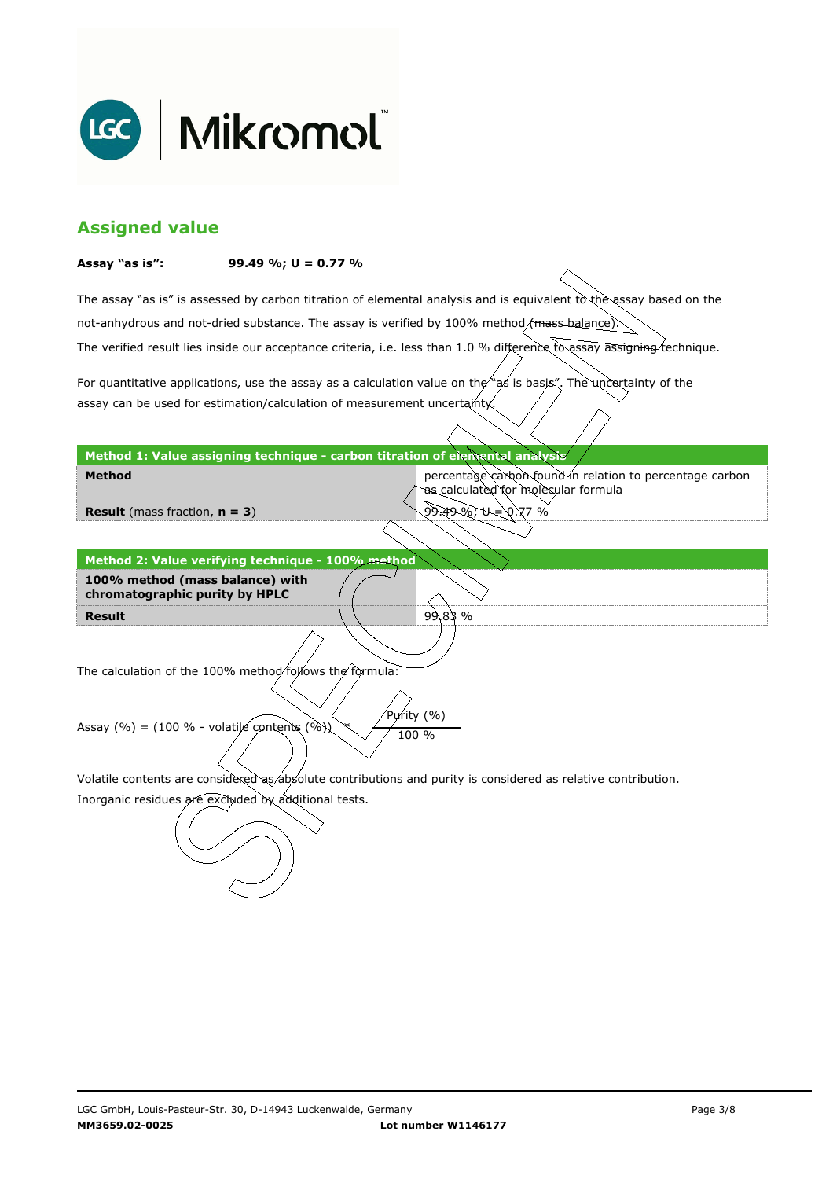## Assigned value

**Assay "as is":** **99.49 %; U = 0.77 %**

The assay "as is" is assessed by carbon titration of elemental analysis and is equivalent to the assay based on the not-anhydrous and not-dried substance. The assay is verified by 100% method (mass balance).
The verified result lies inside our acceptance criteria, i.e. less than 1.0 % difference to assay assigning technique.

For quantitative applications, use the assay as a calculation value on the "as is basis". The uncertainty of the assay can be used for estimation/calculation of measurement uncertainty.

| **Method 1: Value assigning technique - carbon titration of elemental analysis** | |
|---|---|
| **Method** | percentage carbon found in relation to percentage carbon as calculated for molecular formula |
| **Result** (mass fraction, **n = 3**) | 99.49 %; U = 0.77 % |

| **Method 2: Value verifying technique - 100% method** | |
|---|---|
| **100% method (mass balance) with chromatographic purity by HPLC** | |
| **Result** | 99.83 % |

The calculation of the 100% method follows the formula:

$$\text{Assay (\%)} = (100\ \% - \text{volatile contents (\%)}) * \frac{\text{Purity (\%)}}{100\ \%}$$

Volatile contents are considered as absolute contributions and purity is considered as relative contribution.
Inorganic residues are excluded by additional tests.

SPECIMEN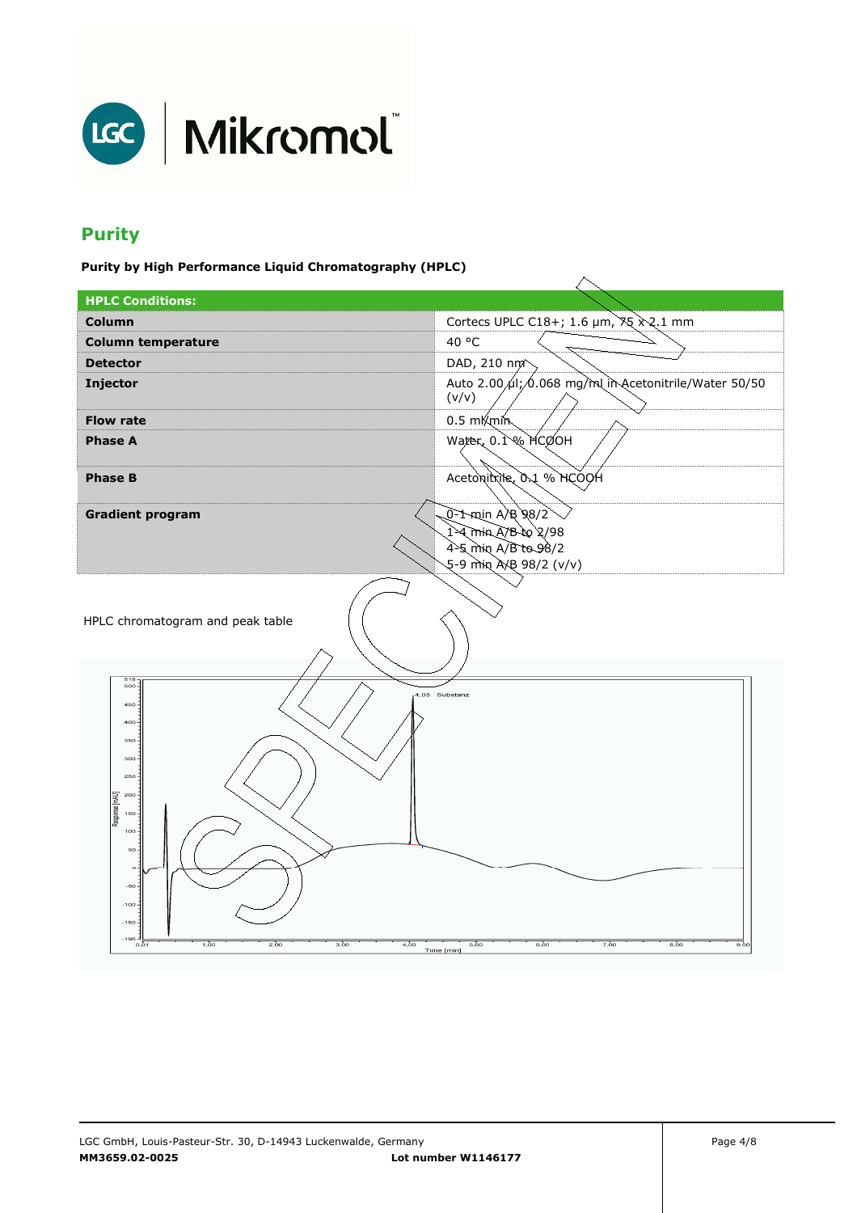## Purity

**Purity by High Performance Liquid Chromatography (HPLC)**

| HPLC Conditions: | |
|---|---|
| **Column** | Cortecs UPLC C18+; 1.6 µm, 75 x 2.1 mm |
| **Column temperature** | 40 °C |
| **Detector** | DAD, 210 nm |
| **Injector** | Auto 2.00 µl; 0.068 mg/ml in Acetonitrile/Water 50/50 (v/v) |
| **Flow rate** | 0.5 ml/min |
| **Phase A** | Water, 0.1 % HCOOH |
| **Phase B** | Acetonitrile, 0.1 % HCOOH |
| **Gradient program** | 0-1 min A/B 98/2<br>1-4 min A/B to 2/98<br>4-5 min A/B to 98/2<br>5-9 min A/B 98/2 (v/v) |

HPLC chromatogram and peak table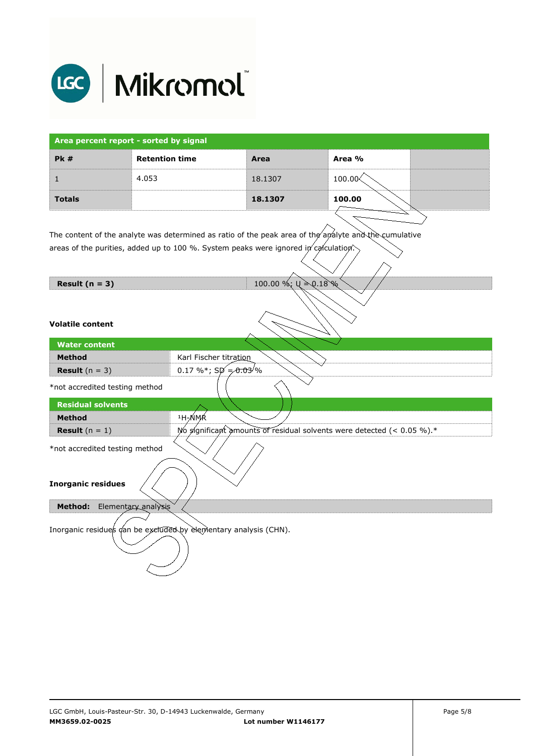| Area percent report - sorted by signal | | | | |
|---|---|---|---|---|
| **Pk #** | **Retention time** | **Area** | **Area %** | |
| 1 | 4.053 | 18.1307 | 100.00 | |
| **Totals** | | **18.1307** | **100.00** | |

The content of the analyte was determined as ratio of the peak area of the analyte and the cumulative areas of the purities, added up to 100 %. System peaks were ignored in calculation.

| **Result (n = 3)** | 100.00 %; U = 0.18 % |
|---|---|

**Volatile content**

| Water content | |
|---|---|
| **Method** | Karl Fischer titration |
| **Result** (n = 3) | 0.17 %*; SD = 0.03 % |

*not accredited testing method

| Residual solvents | |
|---|---|
| **Method** | $^{1}$H-NMR |
| **Result** (n = 1) | No significant amounts of residual solvents were detected (< 0.05 %).* |

*not accredited testing method

**Inorganic residues**

| **Method:** Elementary analysis |
|---|

Inorganic residues can be excluded by elementary analysis (CHN).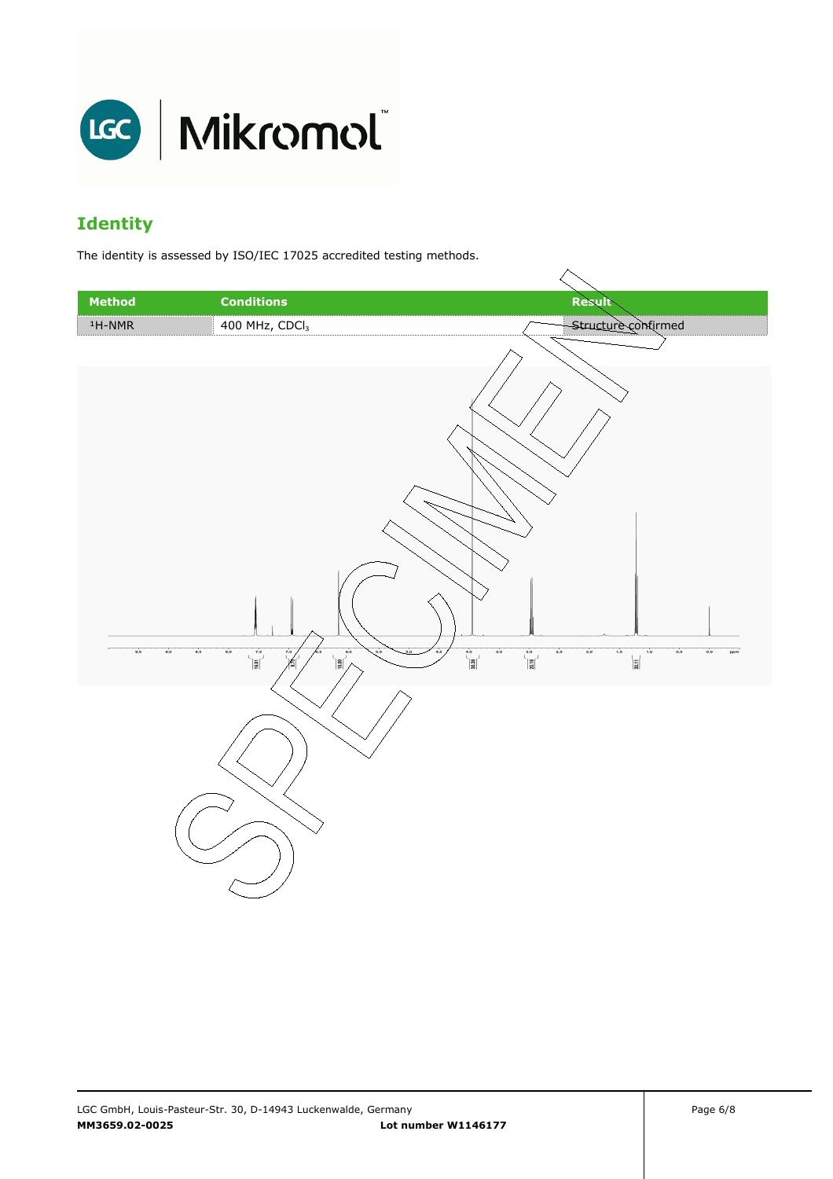## Identity

The identity is assessed by ISO/IEC 17025 accredited testing methods.

| Method | Conditions | Result |
| --- | --- | --- |
| $^1$H-NMR | 400 MHz, $CDCl_3$ | Structure confirmed |

LGC GmbH, Louis-Pasteur-Str. 30, D-14943 Luckenwalde, Germany

**MM3659.02-0025** **Lot number W1146177**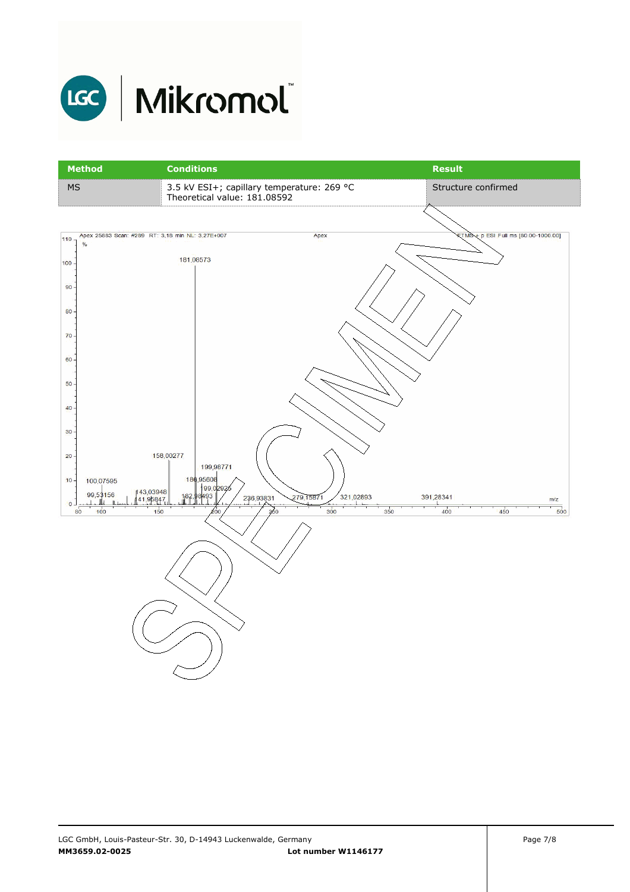| Method | Conditions | Result |
| --- | --- | --- |
| MS | 3.5 kV ESI+; capillary temperature: 269 °C<br>Theoretical value: 181.08592 | Structure confirmed |

Apex 25883 Scan: #289 RT: 3,18 min NL: 3,27E+007 Apex FTMS + p ESI Full ms [80.00-1000.00]

181,08573

158,00277

199,98771

100,07595

180,95606

143,03946

199,02925

99,53156

141,95847

182,98493

236,93831

279,15871

321,02893

391,28341

m/z

SPECIMEN

LGC GmbH, Louis-Pasteur-Str. 30, D-14943 Luckenwalde, Germany

**MM3659.02-0025** **Lot number W1146177**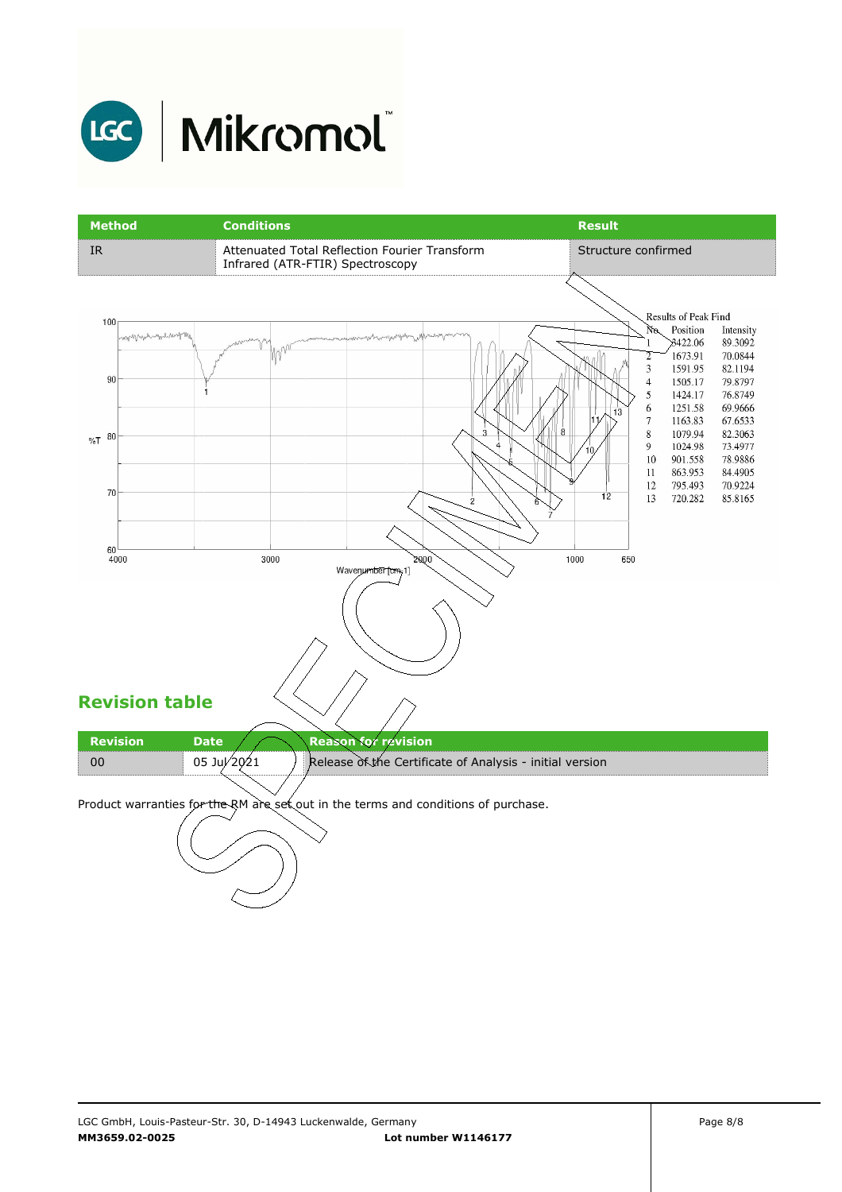| Method | Conditions | Result |
|---|---|---|
| IR | Attenuated Total Reflection Fourier Transform Infrared (ATR-FTIR) Spectroscopy | Structure confirmed |

100

90

%T 80

70

60

4000

3000

2000

1000

650

Wavenumber [cm-1]

1 2 3 4 5 6 7 8 9 10 11 12 13

Results of Peak Find

| No. | Position | Intensity |
|---|---|---|
| 1 | 3422.06 | 89.3092 |
| 2 | 1673.91 | 70.0844 |
| 3 | 1591.95 | 82.1194 |
| 4 | 1505.17 | 79.8797 |
| 5 | 1424.17 | 76.8749 |
| 6 | 1251.58 | 69.9666 |
| 7 | 1163.83 | 67.6533 |
| 8 | 1079.94 | 82.3063 |
| 9 | 1024.98 | 73.4977 |
| 10 | 901.558 | 78.9886 |
| 11 | 863.953 | 84.4905 |
| 12 | 795.493 | 70.9224 |
| 13 | 720.282 | 85.8165 |

## Revision table

| Revision | Date | Reason for revision |
|---|---|---|
| 00 | 05 Jul 2021 | Release of the Certificate of Analysis - initial version |

Product warranties for the RM are set out in the terms and conditions of purchase.

LGC GmbH, Louis-Pasteur-Str. 30, D-14943 Luckenwalde, Germany

**MM3659.02-0025** **Lot number W1146177**